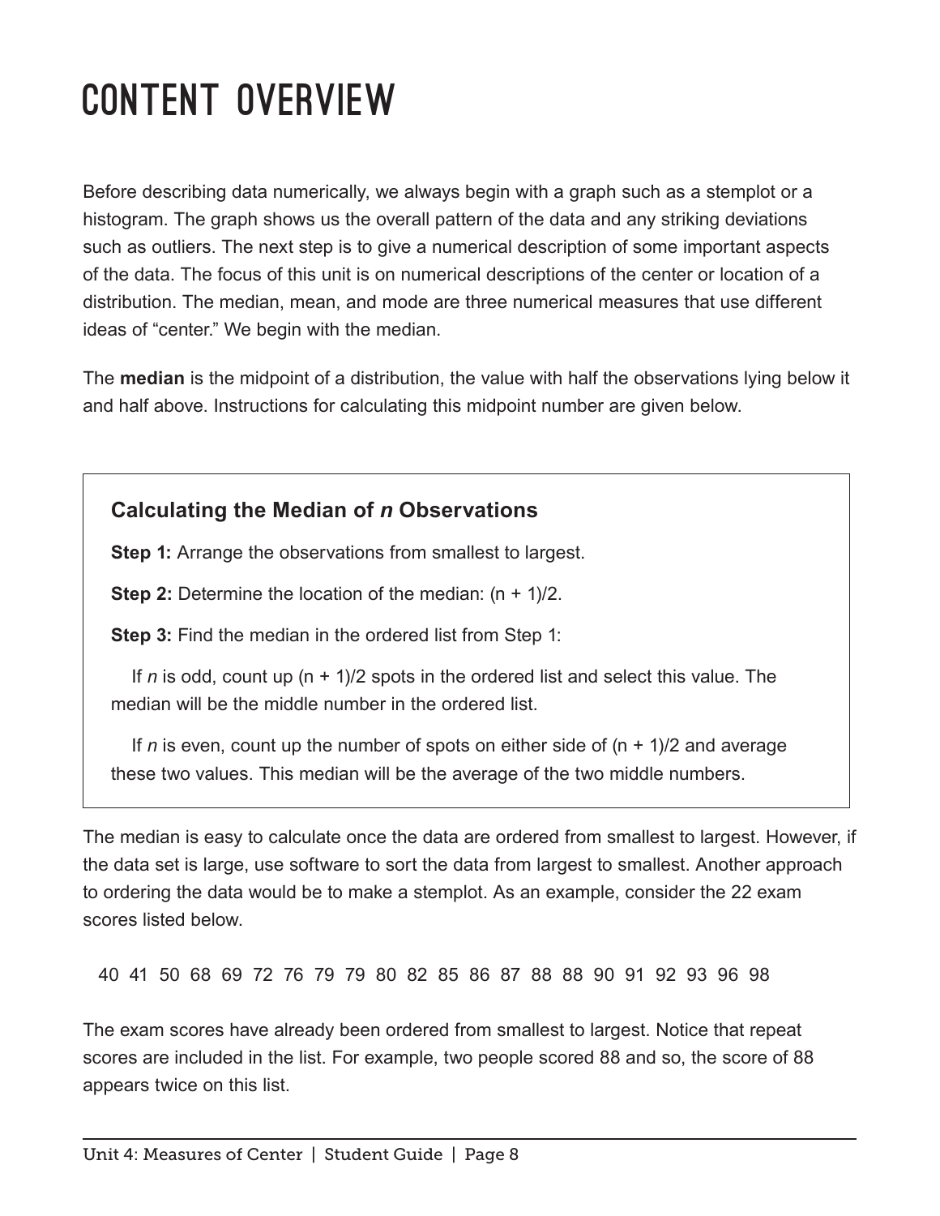# CONTENT OVERVIEW

Before describing data numerically, we always begin with a graph such as a stemplot or a histogram. The graph shows us the overall pattern of the data and any striking deviations such as outliers. The next step is to give a numerical description of some important aspects of the data. The focus of this unit is on numerical descriptions of the center or location of a distribution. The median, mean, and mode are three numerical measures that use different ideas of "center." We begin with the median.

The **median** is the midpoint of a distribution, the value with half the observations lying below it and half above. Instructions for calculating this midpoint number are given below.

### Calculating the Median of *n* Observations

**Step 1:** Arrange the observations from smallest to largest.

**Step 2:** Determine the location of the median: $(n + 1)/2$.

**Step 3:** Find the median in the ordered list from Step 1:

If $n$ is odd, count up $(n + 1)/2$ spots in the ordered list and select this value. The median will be the middle number in the ordered list.

If $n$ is even, count up the number of spots on either side of $(n + 1)/2$ and average these two values. This median will be the average of the two middle numbers.

The median is easy to calculate once the data are ordered from smallest to largest. However, if the data set is large, use software to sort the data from largest to smallest. Another approach to ordering the data would be to make a stemplot. As an example, consider the 22 exam scores listed below.

40 41 50 68 69 72 76 79 79 80 82 85 86 87 88 88 90 91 92 93 96 98

The exam scores have already been ordered from smallest to largest. Notice that repeat scores are included in the list. For example, two people scored 88 and so, the score of 88 appears twice on this list.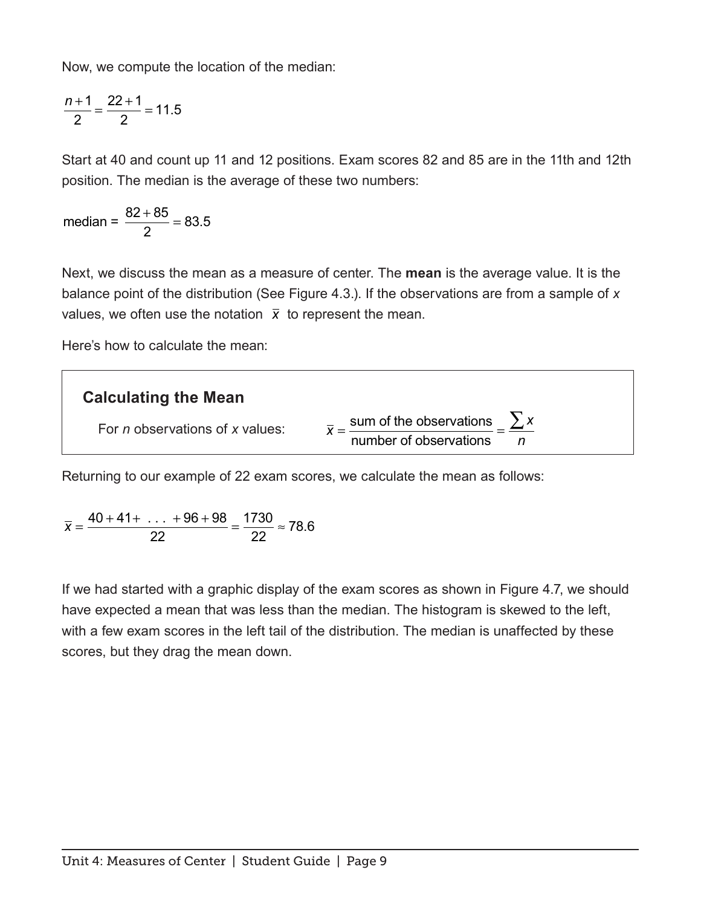Now, we compute the location of the median:

$$\frac{n+1}{2} = \frac{22+1}{2} = 11.5$$

Start at 40 and count up 11 and 12 positions. Exam scores 82 and 85 are in the 11th and 12th position. The median is the average of these two numbers:

$$\text{median} = \frac{82+85}{2} = 83.5$$

Next, we discuss the mean as a measure of center. The **mean** is the average value. It is the balance point of the distribution (See Figure 4.3.). If the observations are from a sample of *x* values, we often use the notation $\bar{x}$ to represent the mean.

Here's how to calculate the mean:

> **Calculating the Mean**
>
> For *n* observations of *x* values: $$\bar{x} = \frac{\text{sum of the observations}}{\text{number of observations}} = \frac{\sum x}{n}$$

Returning to our example of 22 exam scores, we calculate the mean as follows:

$$\bar{x} = \frac{40+41+\ ...\ +96+98}{22} = \frac{1730}{22} \approx 78.6$$

If we had started with a graphic display of the exam scores as shown in Figure 4.7, we should have expected a mean that was less than the median. The histogram is skewed to the left, with a few exam scores in the left tail of the distribution. The median is unaffected by these scores, but they drag the mean down.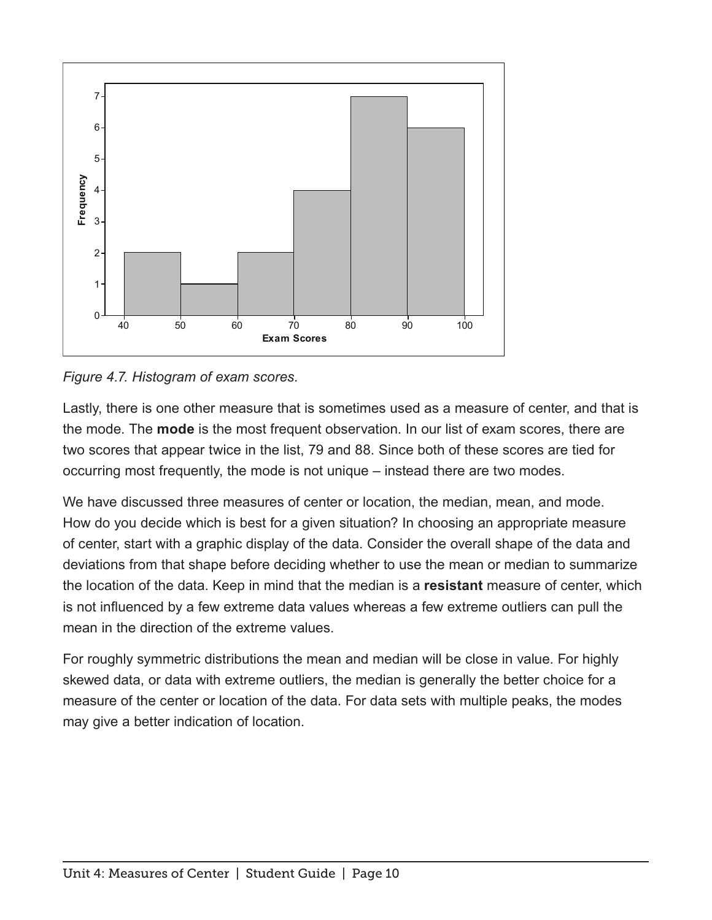*Figure 4.7. Histogram of exam scores.*

Lastly, there is one other measure that is sometimes used as a measure of center, and that is the mode. The **mode** is the most frequent observation. In our list of exam scores, there are two scores that appear twice in the list, 79 and 88. Since both of these scores are tied for occurring most frequently, the mode is not unique – instead there are two modes.

We have discussed three measures of center or location, the median, mean, and mode. How do you decide which is best for a given situation? In choosing an appropriate measure of center, start with a graphic display of the data. Consider the overall shape of the data and deviations from that shape before deciding whether to use the mean or median to summarize the location of the data. Keep in mind that the median is a **resistant** measure of center, which is not influenced by a few extreme data values whereas a few extreme outliers can pull the mean in the direction of the extreme values.

For roughly symmetric distributions the mean and median will be close in value. For highly skewed data, or data with extreme outliers, the median is generally the better choice for a measure of the center or location of the data. For data sets with multiple peaks, the modes may give a better indication of location.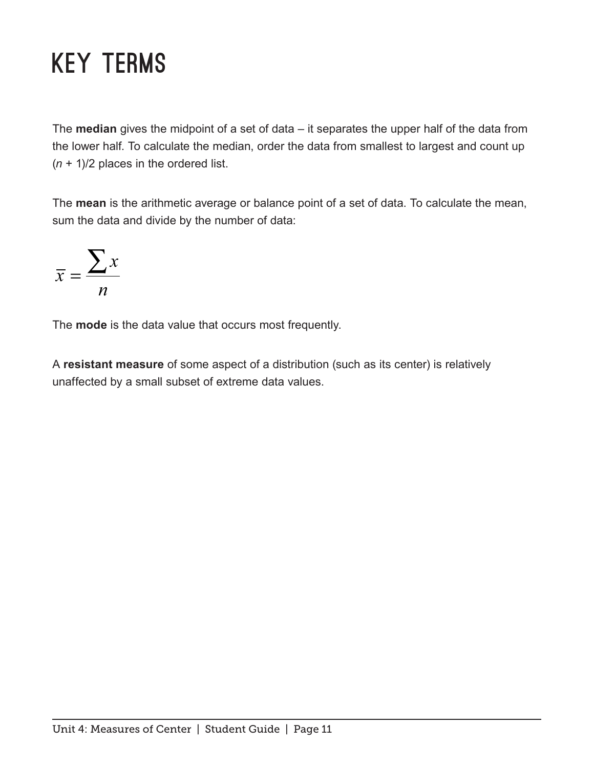# KEY TERMS

The **median** gives the midpoint of a set of data – it separates the upper half of the data from the lower half. To calculate the median, order the data from smallest to largest and count up $(n + 1)/2$ places in the ordered list.

The **mean** is the arithmetic average or balance point of a set of data. To calculate the mean, sum the data and divide by the number of data:

$$\bar{x} = \frac{\sum x}{n}$$

The **mode** is the data value that occurs most frequently.

A **resistant measure** of some aspect of a distribution (such as its center) is relatively unaffected by a small subset of extreme data values.